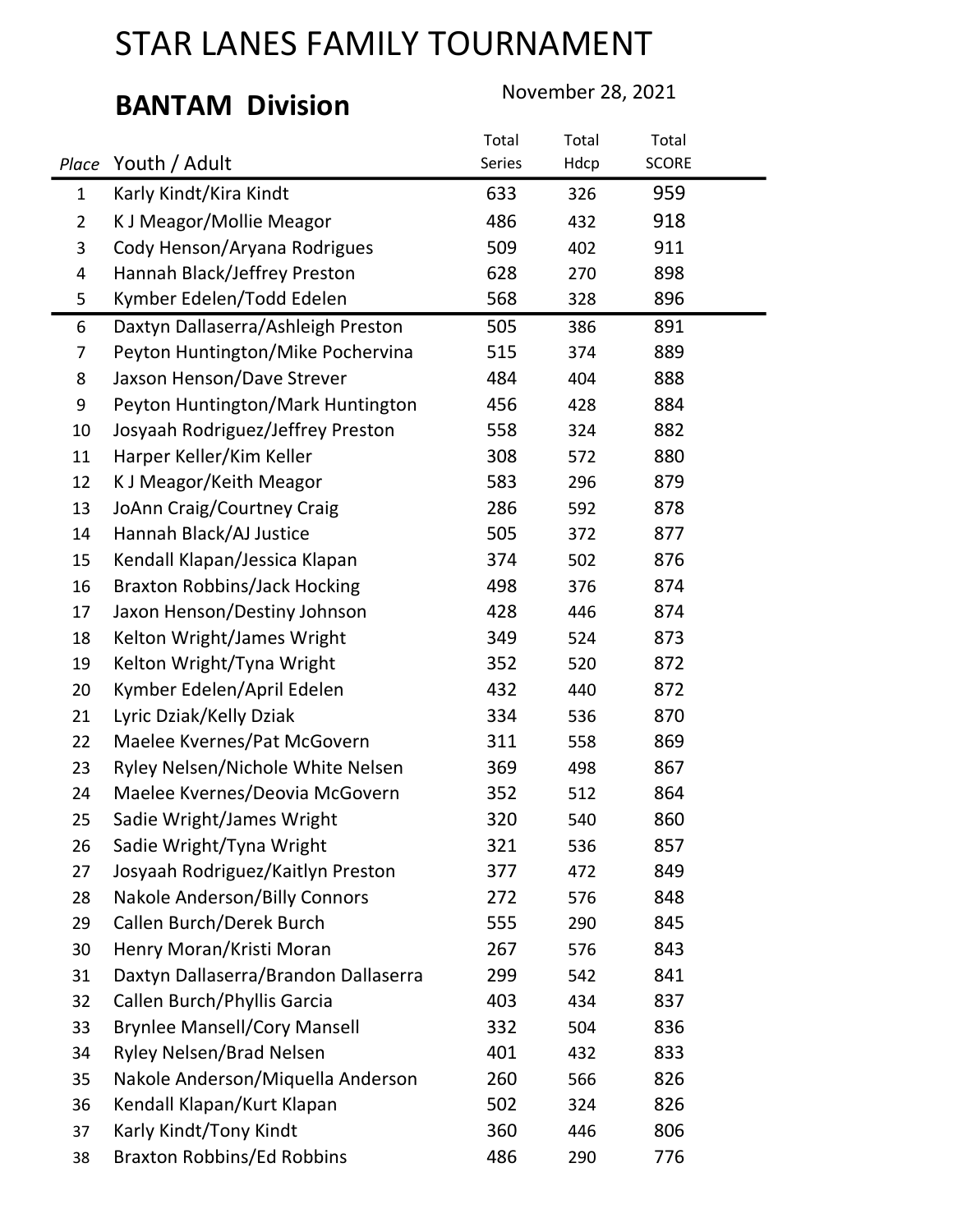# STAR LANES FAMILY TOURNAMENT

## BANTAM Division

November 28, 2021

| Place | Youth / Adult | Total Series | Total Hdcp | Total SCORE |
|---|---|---|---|---|
| 1 | Karly Kindt/Kira Kindt | 633 | 326 | 959 |
| 2 | K J Meagor/Mollie Meagor | 486 | 432 | 918 |
| 3 | Cody Henson/Aryana Rodrigues | 509 | 402 | 911 |
| 4 | Hannah Black/Jeffrey Preston | 628 | 270 | 898 |
| 5 | Kymber Edelen/Todd Edelen | 568 | 328 | 896 |
| 6 | Daxtyn Dallaserra/Ashleigh Preston | 505 | 386 | 891 |
| 7 | Peyton Huntington/Mike Pochervina | 515 | 374 | 889 |
| 8 | Jaxson Henson/Dave Strever | 484 | 404 | 888 |
| 9 | Peyton Huntington/Mark Huntington | 456 | 428 | 884 |
| 10 | Josyaah Rodriguez/Jeffrey Preston | 558 | 324 | 882 |
| 11 | Harper Keller/Kim Keller | 308 | 572 | 880 |
| 12 | K J Meagor/Keith Meagor | 583 | 296 | 879 |
| 13 | JoAnn Craig/Courtney Craig | 286 | 592 | 878 |
| 14 | Hannah Black/AJ Justice | 505 | 372 | 877 |
| 15 | Kendall Klapan/Jessica Klapan | 374 | 502 | 876 |
| 16 | Braxton Robbins/Jack Hocking | 498 | 376 | 874 |
| 17 | Jaxon Henson/Destiny Johnson | 428 | 446 | 874 |
| 18 | Kelton Wright/James Wright | 349 | 524 | 873 |
| 19 | Kelton Wright/Tyna Wright | 352 | 520 | 872 |
| 20 | Kymber Edelen/April Edelen | 432 | 440 | 872 |
| 21 | Lyric Dziak/Kelly Dziak | 334 | 536 | 870 |
| 22 | Maelee Kvernes/Pat McGovern | 311 | 558 | 869 |
| 23 | Ryley Nelsen/Nichole White Nelsen | 369 | 498 | 867 |
| 24 | Maelee Kvernes/Deovia McGovern | 352 | 512 | 864 |
| 25 | Sadie Wright/James Wright | 320 | 540 | 860 |
| 26 | Sadie Wright/Tyna Wright | 321 | 536 | 857 |
| 27 | Josyaah Rodriguez/Kaitlyn Preston | 377 | 472 | 849 |
| 28 | Nakole Anderson/Billy Connors | 272 | 576 | 848 |
| 29 | Callen Burch/Derek Burch | 555 | 290 | 845 |
| 30 | Henry Moran/Kristi Moran | 267 | 576 | 843 |
| 31 | Daxtyn Dallaserra/Brandon Dallaserra | 299 | 542 | 841 |
| 32 | Callen Burch/Phyllis Garcia | 403 | 434 | 837 |
| 33 | Brynlee Mansell/Cory Mansell | 332 | 504 | 836 |
| 34 | Ryley Nelsen/Brad Nelsen | 401 | 432 | 833 |
| 35 | Nakole Anderson/Miquella Anderson | 260 | 566 | 826 |
| 36 | Kendall Klapan/Kurt Klapan | 502 | 324 | 826 |
| 37 | Karly Kindt/Tony Kindt | 360 | 446 | 806 |
| 38 | Braxton Robbins/Ed Robbins | 486 | 290 | 776 |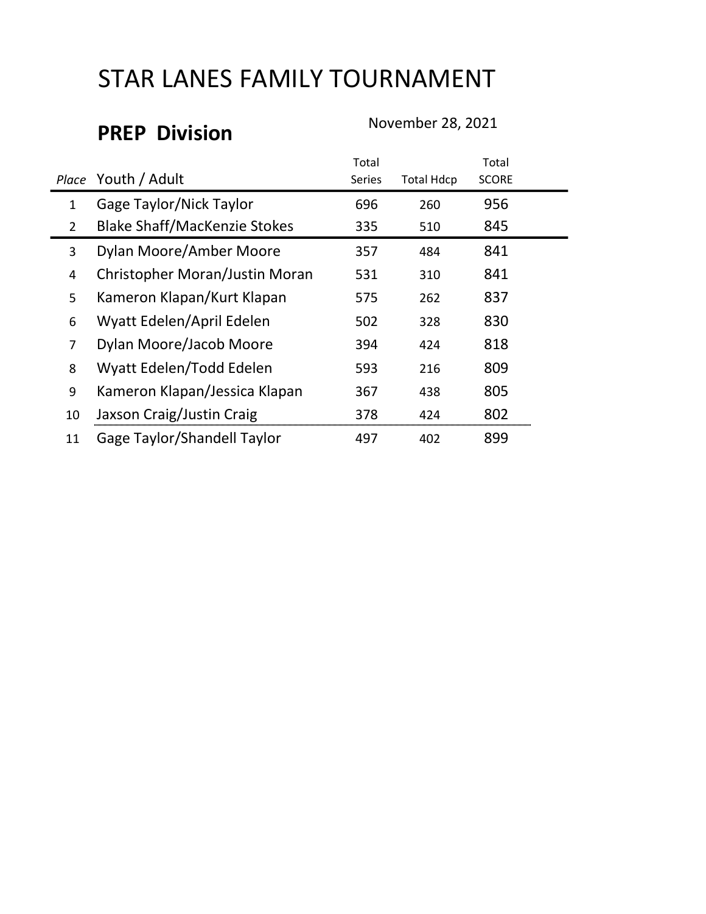# STAR LANES FAMILY TOURNAMENT

## PREP Division

November 28, 2021

| *Place* | Youth / Adult | Total Series | Total Hdcp | Total SCORE |
|---|---|---|---|---|
| 1 | Gage Taylor/Nick Taylor | 696 | 260 | 956 |
| 2 | Blake Shaff/MacKenzie Stokes | 335 | 510 | 845 |
| 3 | Dylan Moore/Amber Moore | 357 | 484 | 841 |
| 4 | Christopher Moran/Justin Moran | 531 | 310 | 841 |
| 5 | Kameron Klapan/Kurt Klapan | 575 | 262 | 837 |
| 6 | Wyatt Edelen/April Edelen | 502 | 328 | 830 |
| 7 | Dylan Moore/Jacob Moore | 394 | 424 | 818 |
| 8 | Wyatt Edelen/Todd Edelen | 593 | 216 | 809 |
| 9 | Kameron Klapan/Jessica Klapan | 367 | 438 | 805 |
| 10 | Jaxson Craig/Justin Craig | 378 | 424 | 802 |
| 11 | Gage Taylor/Shandell Taylor | 497 | 402 | 899 |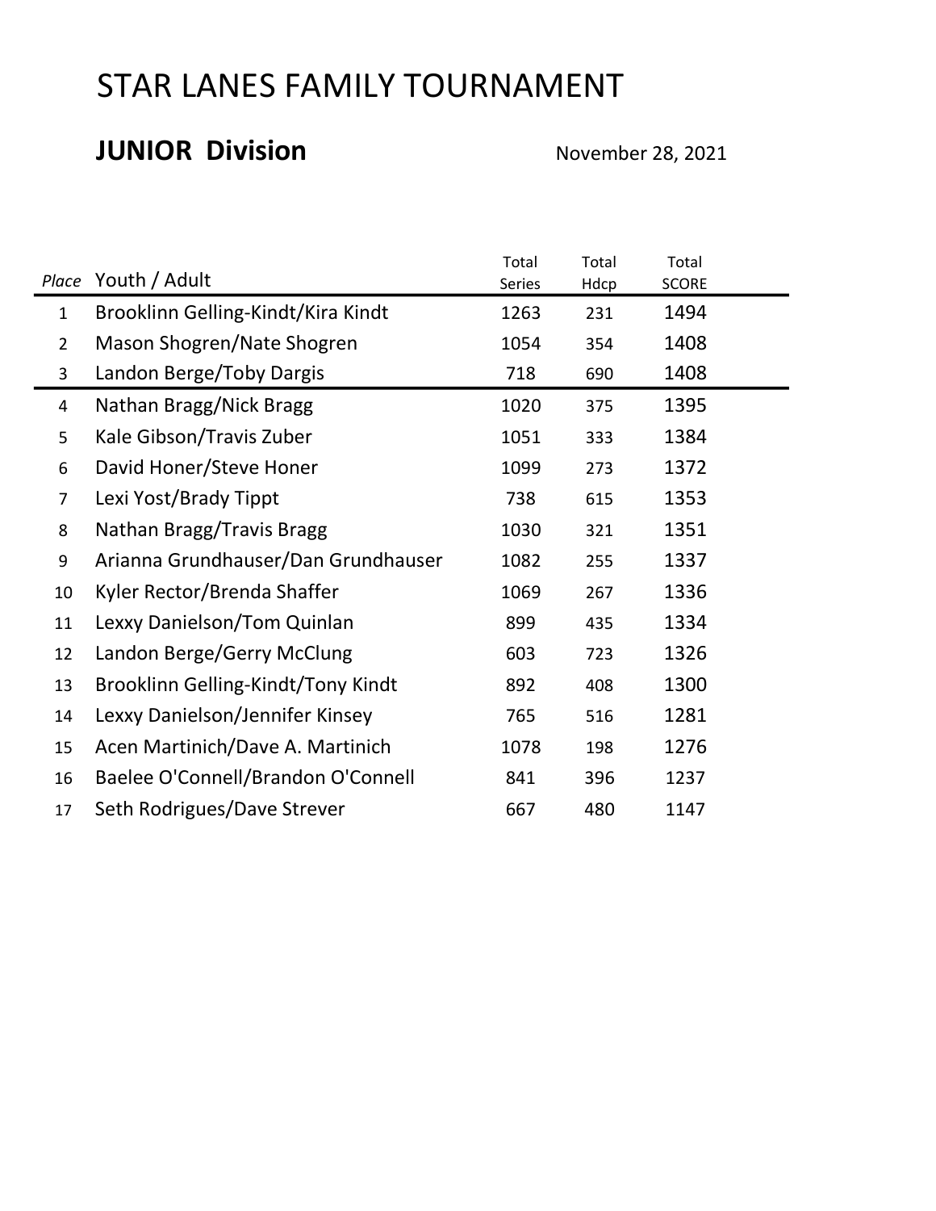# STAR LANES FAMILY TOURNAMENT

## JUNIOR Division

November 28, 2021

| *Place* | Youth / Adult | Total Series | Total Hdcp | Total SCORE |
|---|---|---|---|---|
| 1 | Brooklinn Gelling-Kindt/Kira Kindt | 1263 | 231 | 1494 |
| 2 | Mason Shogren/Nate Shogren | 1054 | 354 | 1408 |
| 3 | Landon Berge/Toby Dargis | 718 | 690 | 1408 |
| 4 | Nathan Bragg/Nick Bragg | 1020 | 375 | 1395 |
| 5 | Kale Gibson/Travis Zuber | 1051 | 333 | 1384 |
| 6 | David Honer/Steve Honer | 1099 | 273 | 1372 |
| 7 | Lexi Yost/Brady Tippt | 738 | 615 | 1353 |
| 8 | Nathan Bragg/Travis Bragg | 1030 | 321 | 1351 |
| 9 | Arianna Grundhauser/Dan Grundhauser | 1082 | 255 | 1337 |
| 10 | Kyler Rector/Brenda Shaffer | 1069 | 267 | 1336 |
| 11 | Lexxy Danielson/Tom Quinlan | 899 | 435 | 1334 |
| 12 | Landon Berge/Gerry McClung | 603 | 723 | 1326 |
| 13 | Brooklinn Gelling-Kindt/Tony Kindt | 892 | 408 | 1300 |
| 14 | Lexxy Danielson/Jennifer Kinsey | 765 | 516 | 1281 |
| 15 | Acen Martinich/Dave A. Martinich | 1078 | 198 | 1276 |
| 16 | Baelee O'Connell/Brandon O'Connell | 841 | 396 | 1237 |
| 17 | Seth Rodrigues/Dave Strever | 667 | 480 | 1147 |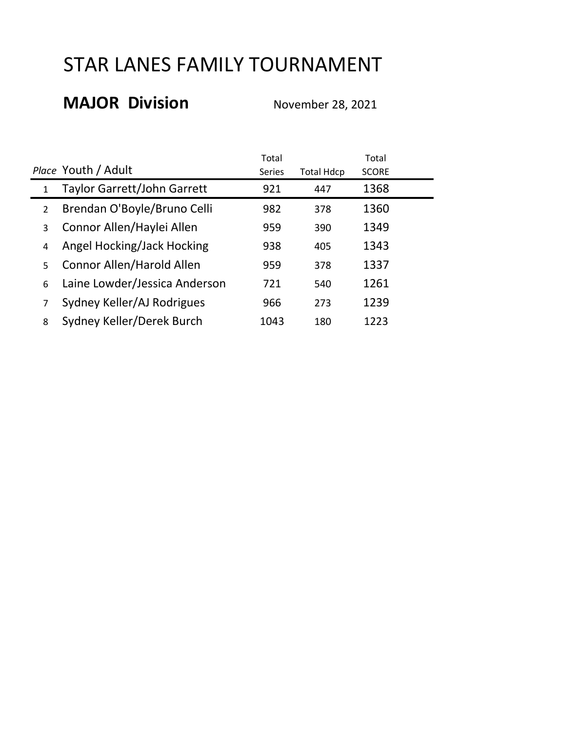# STAR LANES FAMILY TOURNAMENT

## **MAJOR Division**

November 28, 2021

| *Place* | Youth / Adult | Total Series | Total Hdcp | Total SCORE |
|---|---|---|---|---|
| 1 | Taylor Garrett/John Garrett | 921 | 447 | 1368 |
| 2 | Brendan O'Boyle/Bruno Celli | 982 | 378 | 1360 |
| 3 | Connor Allen/Haylei Allen | 959 | 390 | 1349 |
| 4 | Angel Hocking/Jack Hocking | 938 | 405 | 1343 |
| 5 | Connor Allen/Harold Allen | 959 | 378 | 1337 |
| 6 | Laine Lowder/Jessica Anderson | 721 | 540 | 1261 |
| 7 | Sydney Keller/AJ Rodrigues | 966 | 273 | 1239 |
| 8 | Sydney Keller/Derek Burch | 1043 | 180 | 1223 |